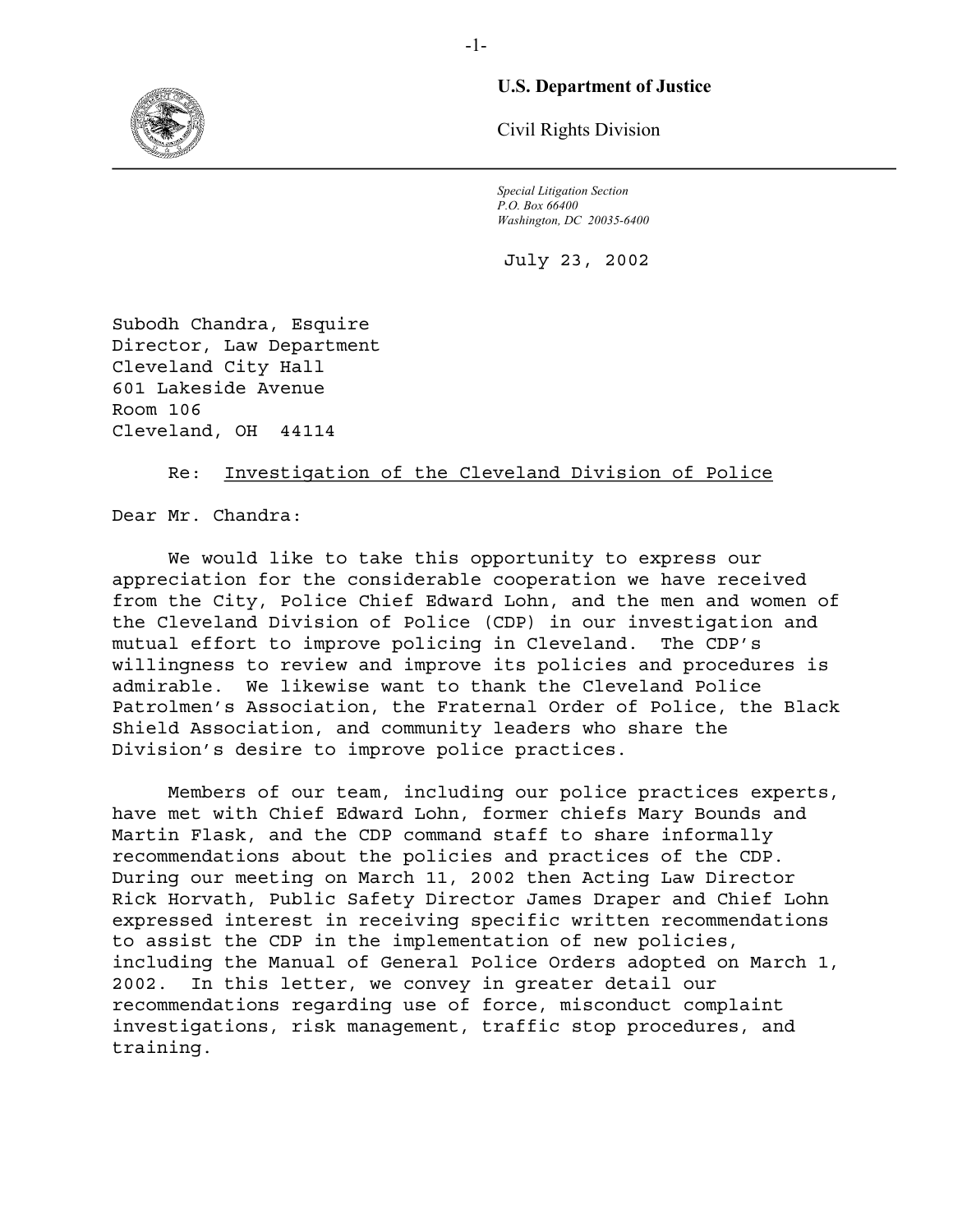**U.S. Department of Justice**

Civil Rights Division

*Special Litigation Section*
*P.O. Box 66400*
*Washington, DC 20035-6400*

July 23, 2002

Subodh Chandra, Esquire
Director, Law Department
Cleveland City Hall
601 Lakeside Avenue
Room 106
Cleveland, OH 44114

Re: Investigation of the Cleveland Division of Police

Dear Mr. Chandra:

We would like to take this opportunity to express our appreciation for the considerable cooperation we have received from the City, Police Chief Edward Lohn, and the men and women of the Cleveland Division of Police (CDP) in our investigation and mutual effort to improve policing in Cleveland. The CDP's willingness to review and improve its policies and procedures is admirable. We likewise want to thank the Cleveland Police Patrolmen's Association, the Fraternal Order of Police, the Black Shield Association, and community leaders who share the Division's desire to improve police practices.

Members of our team, including our police practices experts, have met with Chief Edward Lohn, former chiefs Mary Bounds and Martin Flask, and the CDP command staff to share informally recommendations about the policies and practices of the CDP. During our meeting on March 11, 2002 then Acting Law Director Rick Horvath, Public Safety Director James Draper and Chief Lohn expressed interest in receiving specific written recommendations to assist the CDP in the implementation of new policies, including the Manual of General Police Orders adopted on March 1, 2002. In this letter, we convey in greater detail our recommendations regarding use of force, misconduct complaint investigations, risk management, traffic stop procedures, and training.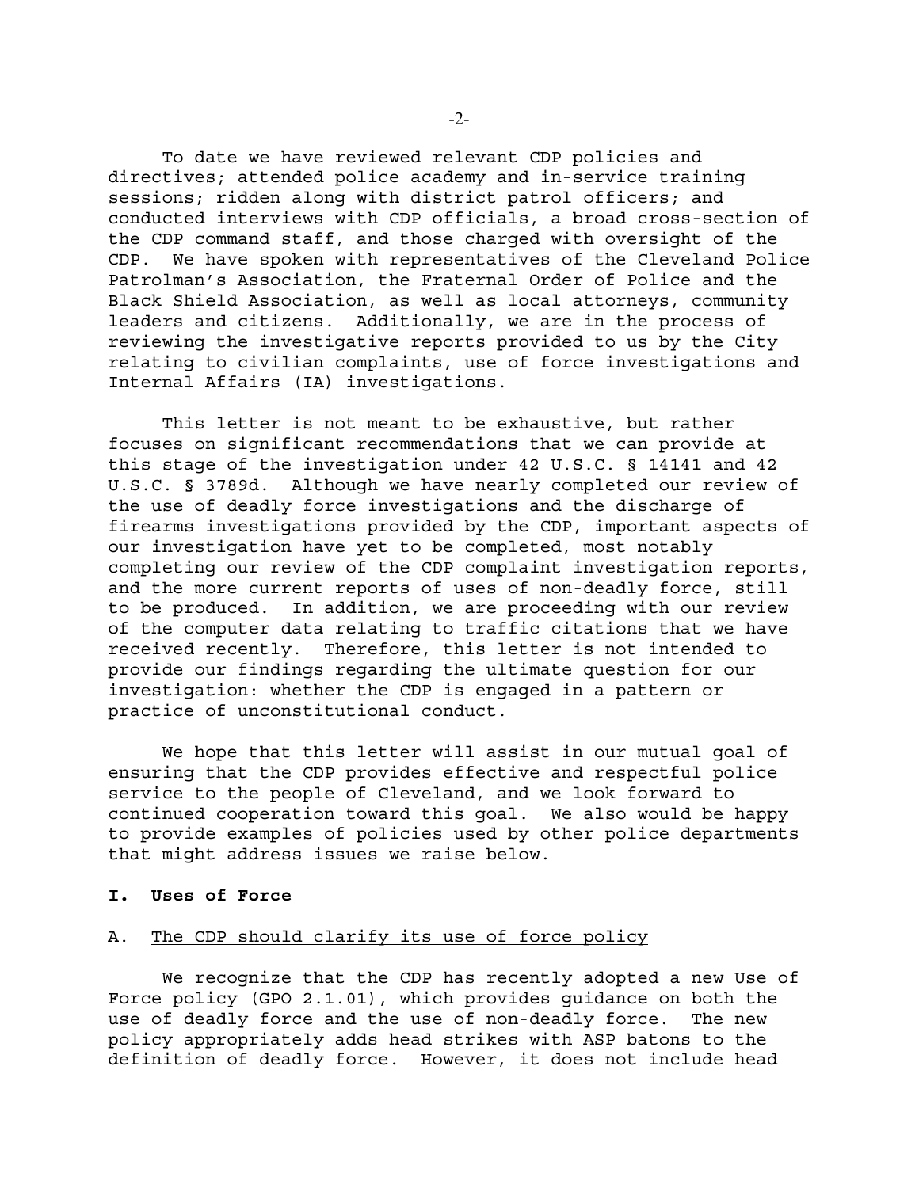To date we have reviewed relevant CDP policies and directives; attended police academy and in-service training sessions; ridden along with district patrol officers; and conducted interviews with CDP officials, a broad cross-section of the CDP command staff, and those charged with oversight of the CDP. We have spoken with representatives of the Cleveland Police Patrolman's Association, the Fraternal Order of Police and the Black Shield Association, as well as local attorneys, community leaders and citizens. Additionally, we are in the process of reviewing the investigative reports provided to us by the City relating to civilian complaints, use of force investigations and Internal Affairs (IA) investigations.

This letter is not meant to be exhaustive, but rather focuses on significant recommendations that we can provide at this stage of the investigation under 42 U.S.C. § 14141 and 42 U.S.C. § 3789d. Although we have nearly completed our review of the use of deadly force investigations and the discharge of firearms investigations provided by the CDP, important aspects of our investigation have yet to be completed, most notably completing our review of the CDP complaint investigation reports, and the more current reports of uses of non-deadly force, still to be produced. In addition, we are proceeding with our review of the computer data relating to traffic citations that we have received recently. Therefore, this letter is not intended to provide our findings regarding the ultimate question for our investigation: whether the CDP is engaged in a pattern or practice of unconstitutional conduct.

We hope that this letter will assist in our mutual goal of ensuring that the CDP provides effective and respectful police service to the people of Cleveland, and we look forward to continued cooperation toward this goal. We also would be happy to provide examples of policies used by other police departments that might address issues we raise below.

## I. Uses of Force

### A. The CDP should clarify its use of force policy

We recognize that the CDP has recently adopted a new Use of Force policy (GPO 2.1.01), which provides guidance on both the use of deadly force and the use of non-deadly force. The new policy appropriately adds head strikes with ASP batons to the definition of deadly force. However, it does not include head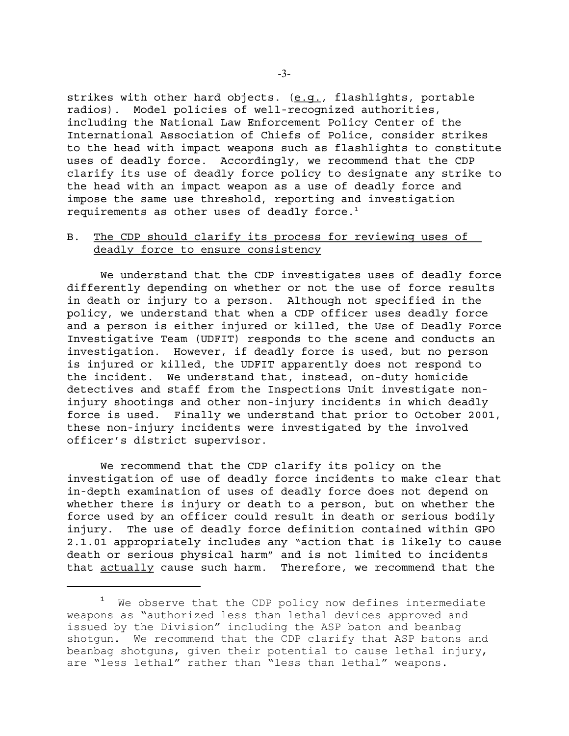strikes with other hard objects. (e.g., flashlights, portable radios). Model policies of well-recognized authorities, including the National Law Enforcement Policy Center of the International Association of Chiefs of Police, consider strikes to the head with impact weapons such as flashlights to constitute uses of deadly force. Accordingly, we recommend that the CDP clarify its use of deadly force policy to designate any strike to the head with an impact weapon as a use of deadly force and impose the same use threshold, reporting and investigation requirements as other uses of deadly force.[1]

### B. The CDP should clarify its process for reviewing uses of deadly force to ensure consistency

We understand that the CDP investigates uses of deadly force differently depending on whether or not the use of force results in death or injury to a person. Although not specified in the policy, we understand that when a CDP officer uses deadly force and a person is either injured or killed, the Use of Deadly Force Investigative Team (UDFIT) responds to the scene and conducts an investigation. However, if deadly force is used, but no person is injured or killed, the UDFIT apparently does not respond to the incident. We understand that, instead, on-duty homicide detectives and staff from the Inspections Unit investigate non-injury shootings and other non-injury incidents in which deadly force is used. Finally we understand that prior to October 2001, these non-injury incidents were investigated by the involved officer's district supervisor.

We recommend that the CDP clarify its policy on the investigation of use of deadly force incidents to make clear that in-depth examination of uses of deadly force does not depend on whether there is injury or death to a person, but on whether the force used by an officer could result in death or serious bodily injury. The use of deadly force definition contained within GPO 2.1.01 appropriately includes any "action that is likely to cause death or serious physical harm" and is not limited to incidents that actually cause such harm. Therefore, we recommend that the

---

[1] We observe that the CDP policy now defines intermediate weapons as "authorized less than lethal devices approved and issued by the Division" including the ASP baton and beanbag shotgun. We recommend that the CDP clarify that ASP batons and beanbag shotguns, given their potential to cause lethal injury, are "less lethal" rather than "less than lethal" weapons.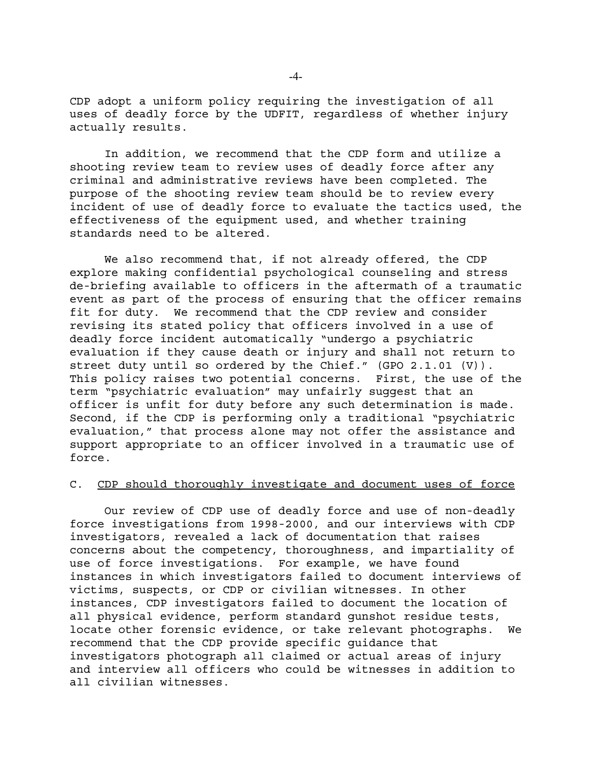CDP adopt a uniform policy requiring the investigation of all uses of deadly force by the UDFIT, regardless of whether injury actually results.

In addition, we recommend that the CDP form and utilize a shooting review team to review uses of deadly force after any criminal and administrative reviews have been completed. The purpose of the shooting review team should be to review every incident of use of deadly force to evaluate the tactics used, the effectiveness of the equipment used, and whether training standards need to be altered.

We also recommend that, if not already offered, the CDP explore making confidential psychological counseling and stress de-briefing available to officers in the aftermath of a traumatic event as part of the process of ensuring that the officer remains fit for duty. We recommend that the CDP review and consider revising its stated policy that officers involved in a use of deadly force incident automatically "undergo a psychiatric evaluation if they cause death or injury and shall not return to street duty until so ordered by the Chief." (GPO 2.1.01 (V)). This policy raises two potential concerns. First, the use of the term "psychiatric evaluation" may unfairly suggest that an officer is unfit for duty before any such determination is made. Second, if the CDP is performing only a traditional "psychiatric evaluation," that process alone may not offer the assistance and support appropriate to an officer involved in a traumatic use of force.

### C. <u>CDP should thoroughly investigate and document uses of force</u>

Our review of CDP use of deadly force and use of non-deadly force investigations from 1998-2000, and our interviews with CDP investigators, revealed a lack of documentation that raises concerns about the competency, thoroughness, and impartiality of use of force investigations. For example, we have found instances in which investigators failed to document interviews of victims, suspects, or CDP or civilian witnesses. In other instances, CDP investigators failed to document the location of all physical evidence, perform standard gunshot residue tests, locate other forensic evidence, or take relevant photographs. We recommend that the CDP provide specific guidance that investigators photograph all claimed or actual areas of injury and interview all officers who could be witnesses in addition to all civilian witnesses.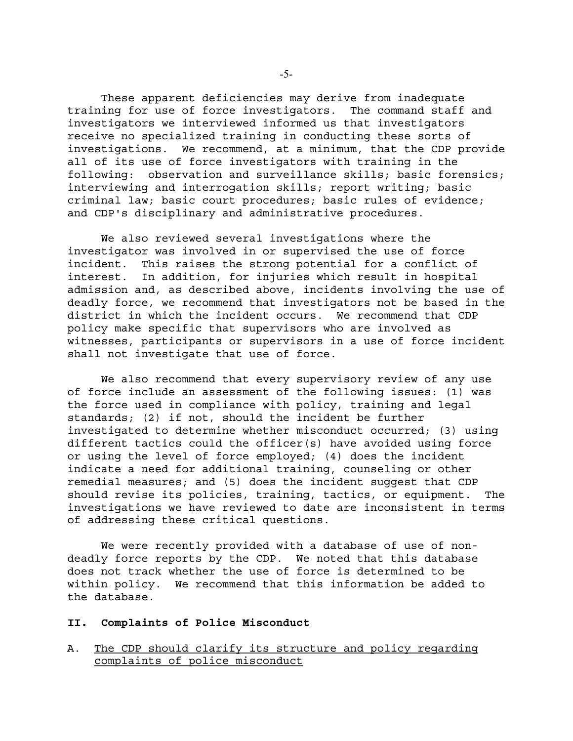These apparent deficiencies may derive from inadequate training for use of force investigators. The command staff and investigators we interviewed informed us that investigators receive no specialized training in conducting these sorts of investigations. We recommend, at a minimum, that the CDP provide all of its use of force investigators with training in the following: observation and surveillance skills; basic forensics; interviewing and interrogation skills; report writing; basic criminal law; basic court procedures; basic rules of evidence; and CDP's disciplinary and administrative procedures.

We also reviewed several investigations where the investigator was involved in or supervised the use of force incident. This raises the strong potential for a conflict of interest. In addition, for injuries which result in hospital admission and, as described above, incidents involving the use of deadly force, we recommend that investigators not be based in the district in which the incident occurs. We recommend that CDP policy make specific that supervisors who are involved as witnesses, participants or supervisors in a use of force incident shall not investigate that use of force.

We also recommend that every supervisory review of any use of force include an assessment of the following issues: (1) was the force used in compliance with policy, training and legal standards; (2) if not, should the incident be further investigated to determine whether misconduct occurred; (3) using different tactics could the officer(s) have avoided using force or using the level of force employed; (4) does the incident indicate a need for additional training, counseling or other remedial measures; and (5) does the incident suggest that CDP should revise its policies, training, tactics, or equipment. The investigations we have reviewed to date are inconsistent in terms of addressing these critical questions.

We were recently provided with a database of use of non-deadly force reports by the CDP. We noted that this database does not track whether the use of force is determined to be within policy. We recommend that this information be added to the database.

## II. Complaints of Police Misconduct

### A. <u>The CDP should clarify its structure and policy regarding complaints of police misconduct</u>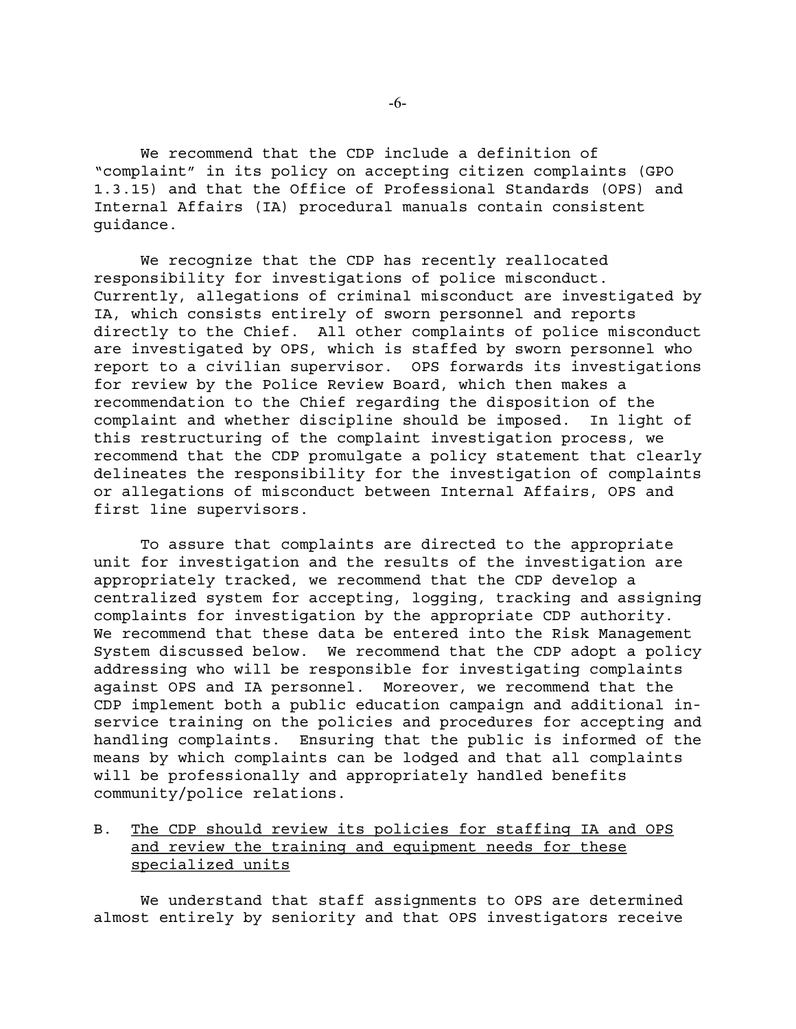We recommend that the CDP include a definition of "complaint" in its policy on accepting citizen complaints (GPO 1.3.15) and that the Office of Professional Standards (OPS) and Internal Affairs (IA) procedural manuals contain consistent guidance.

We recognize that the CDP has recently reallocated responsibility for investigations of police misconduct. Currently, allegations of criminal misconduct are investigated by IA, which consists entirely of sworn personnel and reports directly to the Chief. All other complaints of police misconduct are investigated by OPS, which is staffed by sworn personnel who report to a civilian supervisor. OPS forwards its investigations for review by the Police Review Board, which then makes a recommendation to the Chief regarding the disposition of the complaint and whether discipline should be imposed. In light of this restructuring of the complaint investigation process, we recommend that the CDP promulgate a policy statement that clearly delineates the responsibility for the investigation of complaints or allegations of misconduct between Internal Affairs, OPS and first line supervisors.

To assure that complaints are directed to the appropriate unit for investigation and the results of the investigation are appropriately tracked, we recommend that the CDP develop a centralized system for accepting, logging, tracking and assigning complaints for investigation by the appropriate CDP authority. We recommend that these data be entered into the Risk Management System discussed below. We recommend that the CDP adopt a policy addressing who will be responsible for investigating complaints against OPS and IA personnel. Moreover, we recommend that the CDP implement both a public education campaign and additional in-service training on the policies and procedures for accepting and handling complaints. Ensuring that the public is informed of the means by which complaints can be lodged and that all complaints will be professionally and appropriately handled benefits community/police relations.

B. The CDP should review its policies for staffing IA and OPS and review the training and equipment needs for these specialized units

We understand that staff assignments to OPS are determined almost entirely by seniority and that OPS investigators receive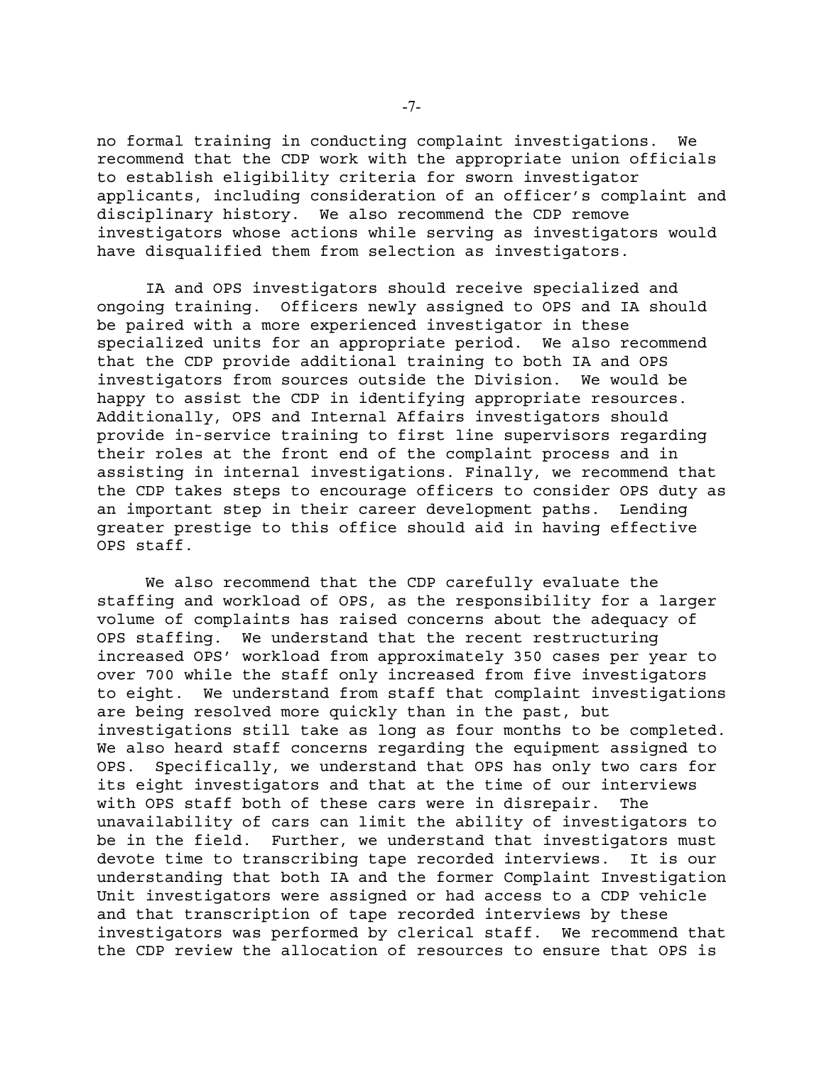no formal training in conducting complaint investigations. We recommend that the CDP work with the appropriate union officials to establish eligibility criteria for sworn investigator applicants, including consideration of an officer's complaint and disciplinary history. We also recommend the CDP remove investigators whose actions while serving as investigators would have disqualified them from selection as investigators.

IA and OPS investigators should receive specialized and ongoing training. Officers newly assigned to OPS and IA should be paired with a more experienced investigator in these specialized units for an appropriate period. We also recommend that the CDP provide additional training to both IA and OPS investigators from sources outside the Division. We would be happy to assist the CDP in identifying appropriate resources. Additionally, OPS and Internal Affairs investigators should provide in-service training to first line supervisors regarding their roles at the front end of the complaint process and in assisting in internal investigations. Finally, we recommend that the CDP takes steps to encourage officers to consider OPS duty as an important step in their career development paths. Lending greater prestige to this office should aid in having effective OPS staff.

We also recommend that the CDP carefully evaluate the staffing and workload of OPS, as the responsibility for a larger volume of complaints has raised concerns about the adequacy of OPS staffing. We understand that the recent restructuring increased OPS' workload from approximately 350 cases per year to over 700 while the staff only increased from five investigators to eight. We understand from staff that complaint investigations are being resolved more quickly than in the past, but investigations still take as long as four months to be completed. We also heard staff concerns regarding the equipment assigned to OPS. Specifically, we understand that OPS has only two cars for its eight investigators and that at the time of our interviews with OPS staff both of these cars were in disrepair. The unavailability of cars can limit the ability of investigators to be in the field. Further, we understand that investigators must devote time to transcribing tape recorded interviews. It is our understanding that both IA and the former Complaint Investigation Unit investigators were assigned or had access to a CDP vehicle and that transcription of tape recorded interviews by these investigators was performed by clerical staff. We recommend that the CDP review the allocation of resources to ensure that OPS is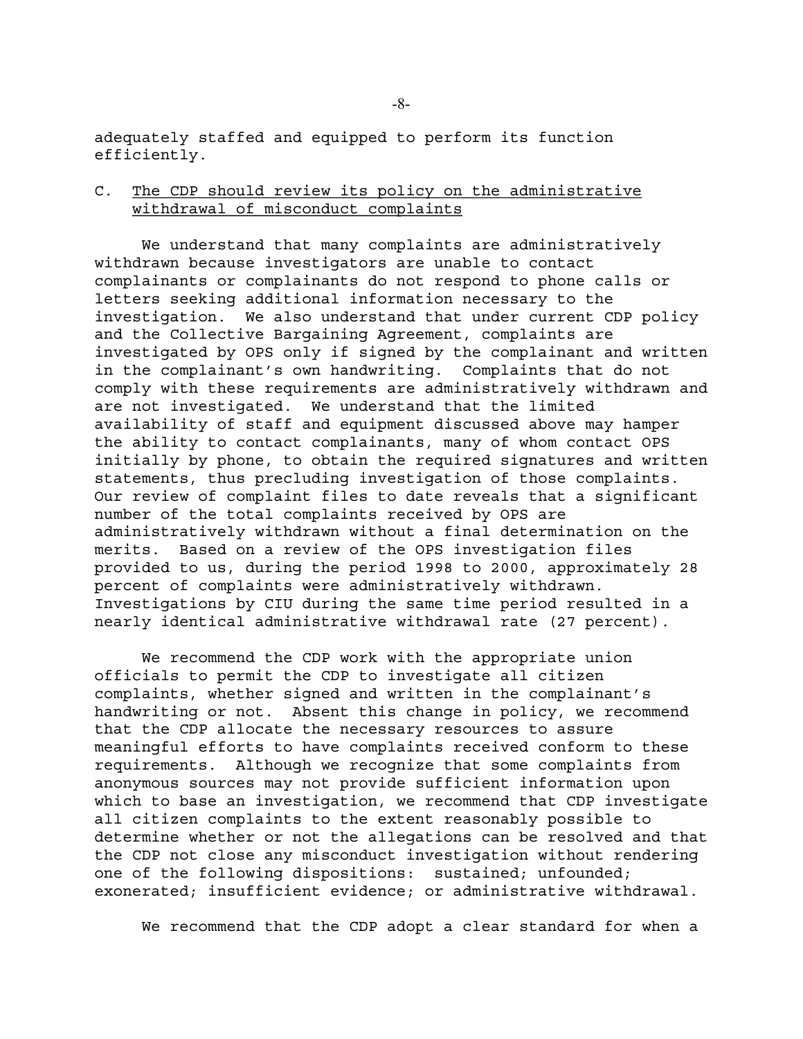adequately staffed and equipped to perform its function efficiently.

### C. The CDP should review its policy on the administrative withdrawal of misconduct complaints

We understand that many complaints are administratively withdrawn because investigators are unable to contact complainants or complainants do not respond to phone calls or letters seeking additional information necessary to the investigation. We also understand that under current CDP policy and the Collective Bargaining Agreement, complaints are investigated by OPS only if signed by the complainant and written in the complainant's own handwriting. Complaints that do not comply with these requirements are administratively withdrawn and are not investigated. We understand that the limited availability of staff and equipment discussed above may hamper the ability to contact complainants, many of whom contact OPS initially by phone, to obtain the required signatures and written statements, thus precluding investigation of those complaints. Our review of complaint files to date reveals that a significant number of the total complaints received by OPS are administratively withdrawn without a final determination on the merits. Based on a review of the OPS investigation files provided to us, during the period 1998 to 2000, approximately 28 percent of complaints were administratively withdrawn. Investigations by CIU during the same time period resulted in a nearly identical administrative withdrawal rate (27 percent).

We recommend the CDP work with the appropriate union officials to permit the CDP to investigate all citizen complaints, whether signed and written in the complainant's handwriting or not. Absent this change in policy, we recommend that the CDP allocate the necessary resources to assure meaningful efforts to have complaints received conform to these requirements. Although we recognize that some complaints from anonymous sources may not provide sufficient information upon which to base an investigation, we recommend that CDP investigate all citizen complaints to the extent reasonably possible to determine whether or not the allegations can be resolved and that the CDP not close any misconduct investigation without rendering one of the following dispositions: sustained; unfounded; exonerated; insufficient evidence; or administrative withdrawal.

We recommend that the CDP adopt a clear standard for when a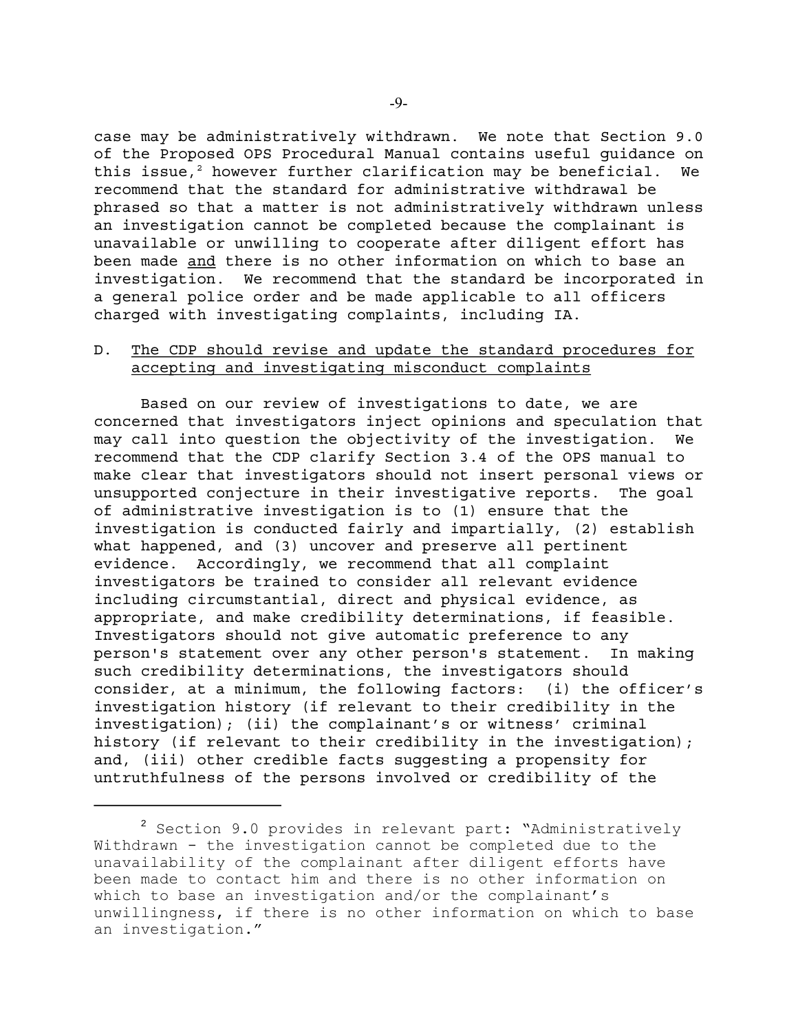case may be administratively withdrawn. We note that Section 9.0 of the Proposed OPS Procedural Manual contains useful guidance on this issue,[2] however further clarification may be beneficial. We recommend that the standard for administrative withdrawal be phrased so that a matter is not administratively withdrawn unless an investigation cannot be completed because the complainant is unavailable or unwilling to cooperate after diligent effort has been made <u>and</u> there is no other information on which to base an investigation. We recommend that the standard be incorporated in a general police order and be made applicable to all officers charged with investigating complaints, including IA.

D. <u>The CDP should revise and update the standard procedures for accepting and investigating misconduct complaints</u>

Based on our review of investigations to date, we are concerned that investigators inject opinions and speculation that may call into question the objectivity of the investigation. We recommend that the CDP clarify Section 3.4 of the OPS manual to make clear that investigators should not insert personal views or unsupported conjecture in their investigative reports. The goal of administrative investigation is to (1) ensure that the investigation is conducted fairly and impartially, (2) establish what happened, and (3) uncover and preserve all pertinent evidence. Accordingly, we recommend that all complaint investigators be trained to consider all relevant evidence including circumstantial, direct and physical evidence, as appropriate, and make credibility determinations, if feasible. Investigators should not give automatic preference to any person's statement over any other person's statement. In making such credibility determinations, the investigators should consider, at a minimum, the following factors: (i) the officer's investigation history (if relevant to their credibility in the investigation); (ii) the complainant's or witness' criminal history (if relevant to their credibility in the investigation); and, (iii) other credible facts suggesting a propensity for untruthfulness of the persons involved or credibility of the

---

[2] Section 9.0 provides in relevant part: "Administratively Withdrawn - the investigation cannot be completed due to the unavailability of the complainant after diligent efforts have been made to contact him and there is no other information on which to base an investigation and/or the complainant's unwillingness, if there is no other information on which to base an investigation."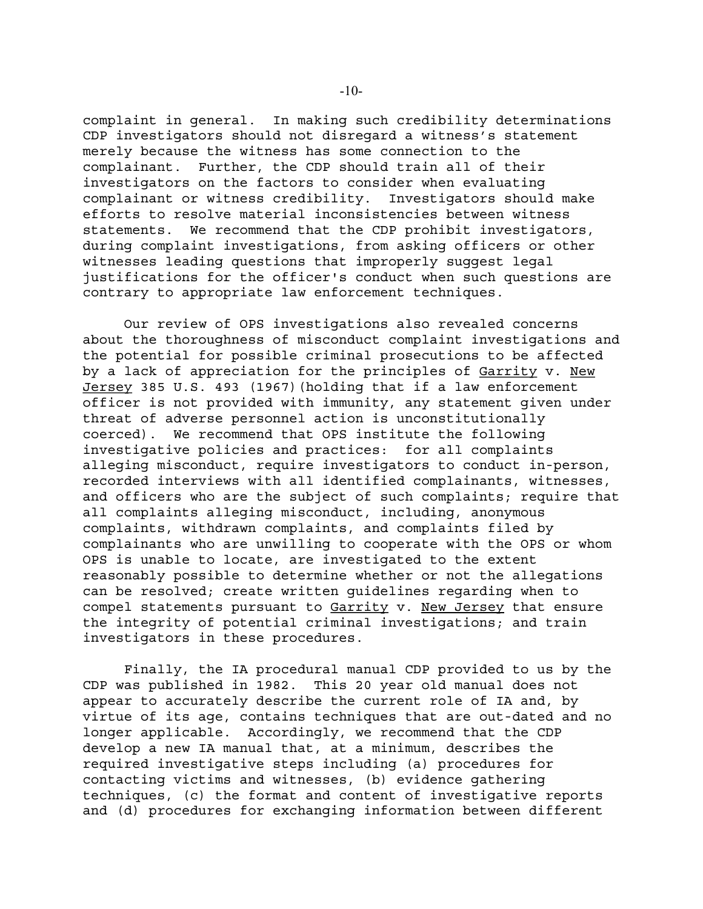complaint in general. In making such credibility determinations CDP investigators should not disregard a witness's statement merely because the witness has some connection to the complainant. Further, the CDP should train all of their investigators on the factors to consider when evaluating complainant or witness credibility. Investigators should make efforts to resolve material inconsistencies between witness statements. We recommend that the CDP prohibit investigators, during complaint investigations, from asking officers or other witnesses leading questions that improperly suggest legal justifications for the officer's conduct when such questions are contrary to appropriate law enforcement techniques.

Our review of OPS investigations also revealed concerns about the thoroughness of misconduct complaint investigations and the potential for possible criminal prosecutions to be affected by a lack of appreciation for the principles of Garrity v. New Jersey 385 U.S. 493 (1967)(holding that if a law enforcement officer is not provided with immunity, any statement given under threat of adverse personnel action is unconstitutionally coerced). We recommend that OPS institute the following investigative policies and practices: for all complaints alleging misconduct, require investigators to conduct in-person, recorded interviews with all identified complainants, witnesses, and officers who are the subject of such complaints; require that all complaints alleging misconduct, including, anonymous complaints, withdrawn complaints, and complaints filed by complainants who are unwilling to cooperate with the OPS or whom OPS is unable to locate, are investigated to the extent reasonably possible to determine whether or not the allegations can be resolved; create written guidelines regarding when to compel statements pursuant to Garrity v. New Jersey that ensure the integrity of potential criminal investigations; and train investigators in these procedures.

Finally, the IA procedural manual CDP provided to us by the CDP was published in 1982. This 20 year old manual does not appear to accurately describe the current role of IA and, by virtue of its age, contains techniques that are out-dated and no longer applicable. Accordingly, we recommend that the CDP develop a new IA manual that, at a minimum, describes the required investigative steps including (a) procedures for contacting victims and witnesses, (b) evidence gathering techniques, (c) the format and content of investigative reports and (d) procedures for exchanging information between different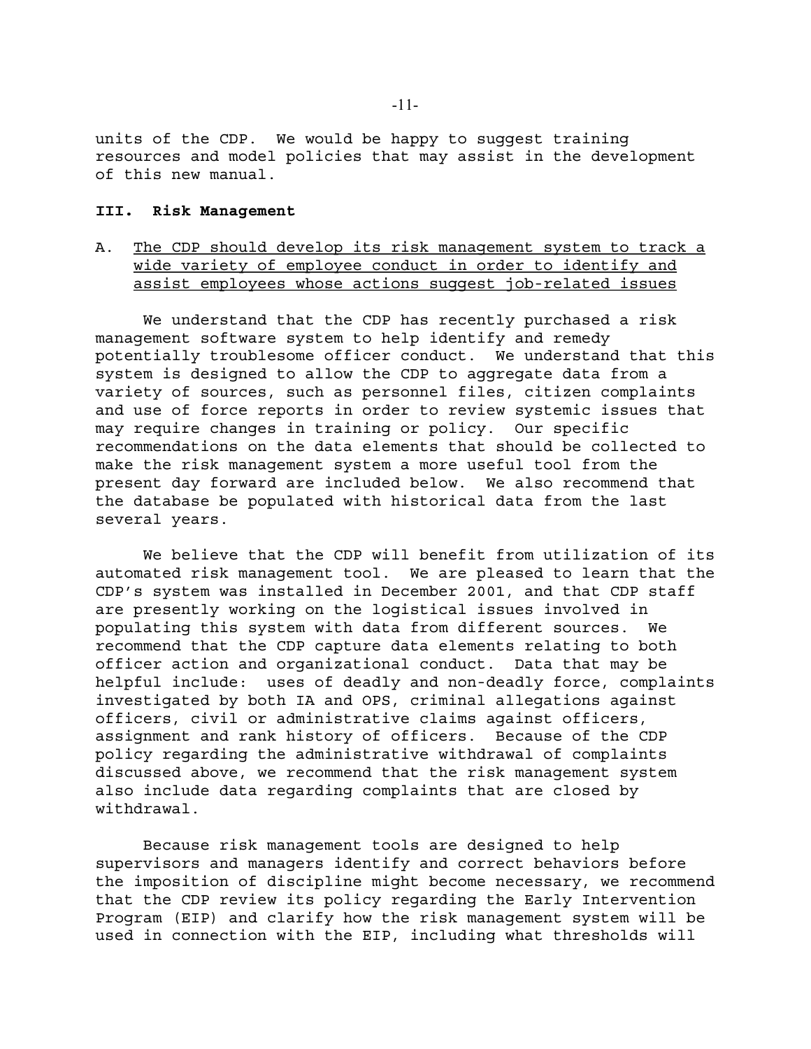units of the CDP. We would be happy to suggest training resources and model policies that may assist in the development of this new manual.

### III. Risk Management

A. <u>The CDP should develop its risk management system to track a wide variety of employee conduct in order to identify and assist employees whose actions suggest job-related issues</u>

We understand that the CDP has recently purchased a risk management software system to help identify and remedy potentially troublesome officer conduct. We understand that this system is designed to allow the CDP to aggregate data from a variety of sources, such as personnel files, citizen complaints and use of force reports in order to review systemic issues that may require changes in training or policy. Our specific recommendations on the data elements that should be collected to make the risk management system a more useful tool from the present day forward are included below. We also recommend that the database be populated with historical data from the last several years.

We believe that the CDP will benefit from utilization of its automated risk management tool. We are pleased to learn that the CDP's system was installed in December 2001, and that CDP staff are presently working on the logistical issues involved in populating this system with data from different sources. We recommend that the CDP capture data elements relating to both officer action and organizational conduct. Data that may be helpful include: uses of deadly and non-deadly force, complaints investigated by both IA and OPS, criminal allegations against officers, civil or administrative claims against officers, assignment and rank history of officers. Because of the CDP policy regarding the administrative withdrawal of complaints discussed above, we recommend that the risk management system also include data regarding complaints that are closed by withdrawal.

Because risk management tools are designed to help supervisors and managers identify and correct behaviors before the imposition of discipline might become necessary, we recommend that the CDP review its policy regarding the Early Intervention Program (EIP) and clarify how the risk management system will be used in connection with the EIP, including what thresholds will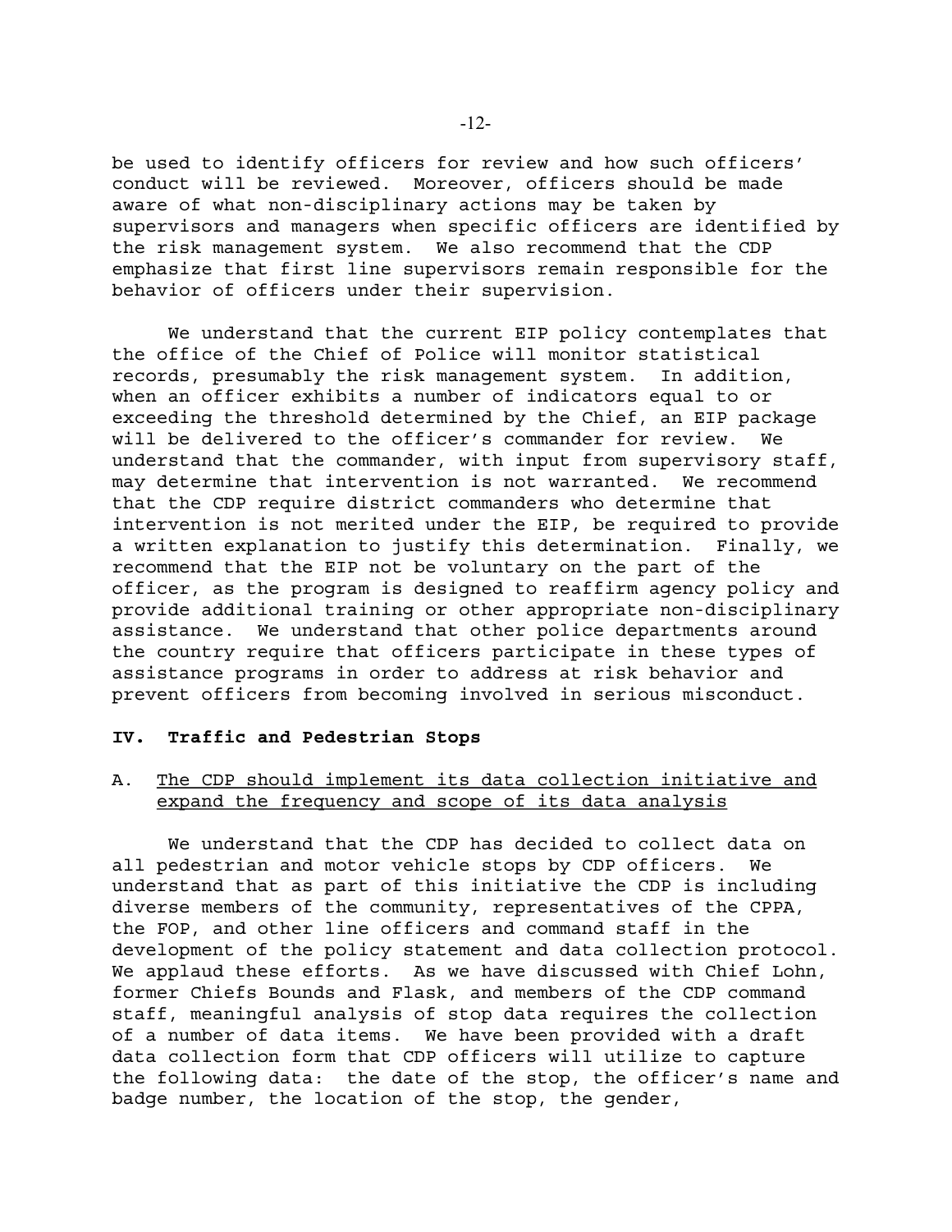be used to identify officers for review and how such officers' conduct will be reviewed. Moreover, officers should be made aware of what non-disciplinary actions may be taken by supervisors and managers when specific officers are identified by the risk management system. We also recommend that the CDP emphasize that first line supervisors remain responsible for the behavior of officers under their supervision.

We understand that the current EIP policy contemplates that the office of the Chief of Police will monitor statistical records, presumably the risk management system. In addition, when an officer exhibits a number of indicators equal to or exceeding the threshold determined by the Chief, an EIP package will be delivered to the officer's commander for review. We understand that the commander, with input from supervisory staff, may determine that intervention is not warranted. We recommend that the CDP require district commanders who determine that intervention is not merited under the EIP, be required to provide a written explanation to justify this determination. Finally, we recommend that the EIP not be voluntary on the part of the officer, as the program is designed to reaffirm agency policy and provide additional training or other appropriate non-disciplinary assistance. We understand that other police departments around the country require that officers participate in these types of assistance programs in order to address at risk behavior and prevent officers from becoming involved in serious misconduct.

## IV. Traffic and Pedestrian Stops

### A. <u>The CDP should implement its data collection initiative and expand the frequency and scope of its data analysis</u>

We understand that the CDP has decided to collect data on all pedestrian and motor vehicle stops by CDP officers. We understand that as part of this initiative the CDP is including diverse members of the community, representatives of the CPPA, the FOP, and other line officers and command staff in the development of the policy statement and data collection protocol. We applaud these efforts. As we have discussed with Chief Lohn, former Chiefs Bounds and Flask, and members of the CDP command staff, meaningful analysis of stop data requires the collection of a number of data items. We have been provided with a draft data collection form that CDP officers will utilize to capture the following data: the date of the stop, the officer's name and badge number, the location of the stop, the gender,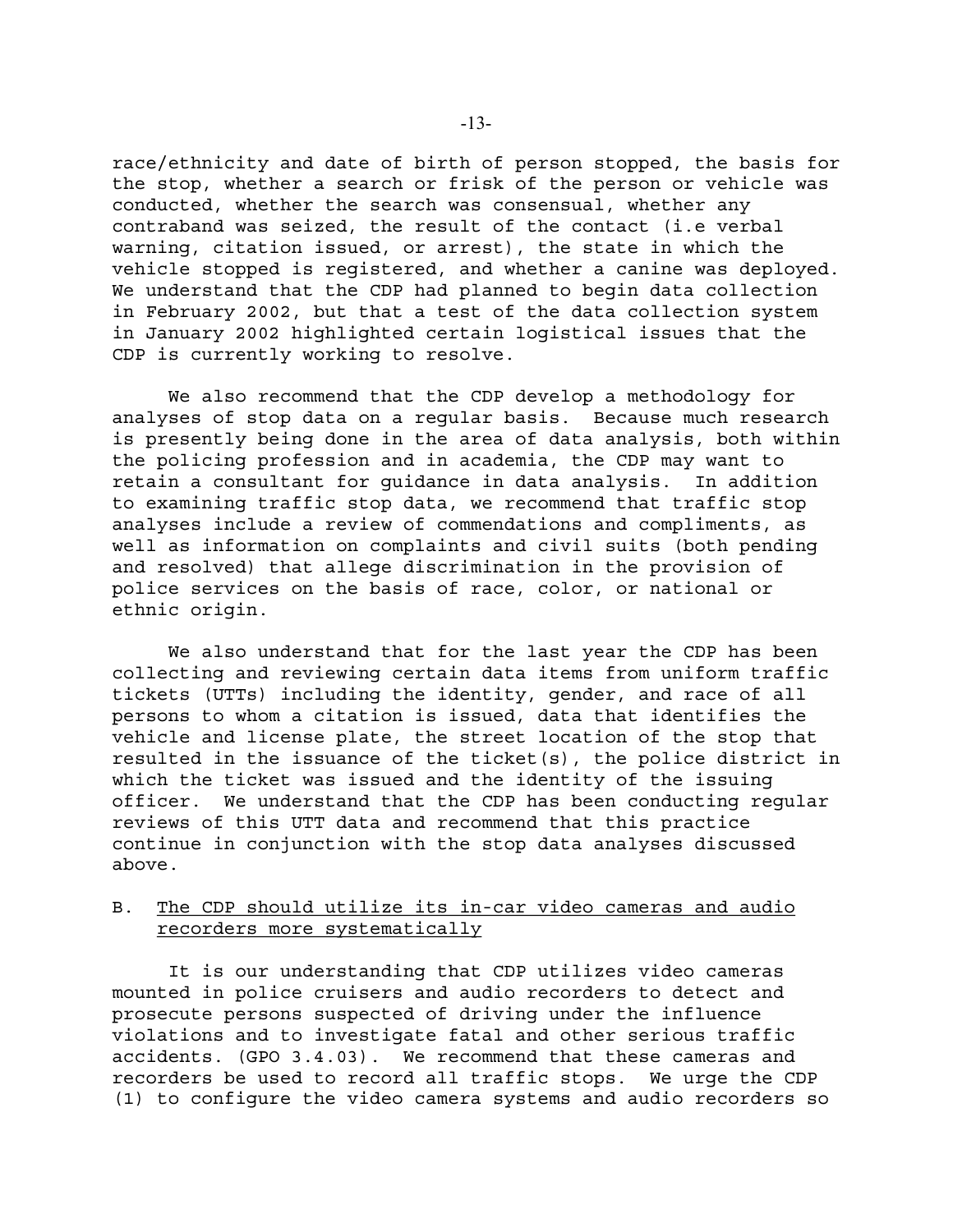race/ethnicity and date of birth of person stopped, the basis for the stop, whether a search or frisk of the person or vehicle was conducted, whether the search was consensual, whether any contraband was seized, the result of the contact (i.e verbal warning, citation issued, or arrest), the state in which the vehicle stopped is registered, and whether a canine was deployed. We understand that the CDP had planned to begin data collection in February 2002, but that a test of the data collection system in January 2002 highlighted certain logistical issues that the CDP is currently working to resolve.

We also recommend that the CDP develop a methodology for analyses of stop data on a regular basis. Because much research is presently being done in the area of data analysis, both within the policing profession and in academia, the CDP may want to retain a consultant for guidance in data analysis. In addition to examining traffic stop data, we recommend that traffic stop analyses include a review of commendations and compliments, as well as information on complaints and civil suits (both pending and resolved) that allege discrimination in the provision of police services on the basis of race, color, or national or ethnic origin.

We also understand that for the last year the CDP has been collecting and reviewing certain data items from uniform traffic tickets (UTTs) including the identity, gender, and race of all persons to whom a citation is issued, data that identifies the vehicle and license plate, the street location of the stop that resulted in the issuance of the ticket(s), the police district in which the ticket was issued and the identity of the issuing officer. We understand that the CDP has been conducting regular reviews of this UTT data and recommend that this practice continue in conjunction with the stop data analyses discussed above.

B. <u>The CDP should utilize its in-car video cameras and audio recorders more systematically</u>

It is our understanding that CDP utilizes video cameras mounted in police cruisers and audio recorders to detect and prosecute persons suspected of driving under the influence violations and to investigate fatal and other serious traffic accidents. (GPO 3.4.03). We recommend that these cameras and recorders be used to record all traffic stops. We urge the CDP (1) to configure the video camera systems and audio recorders so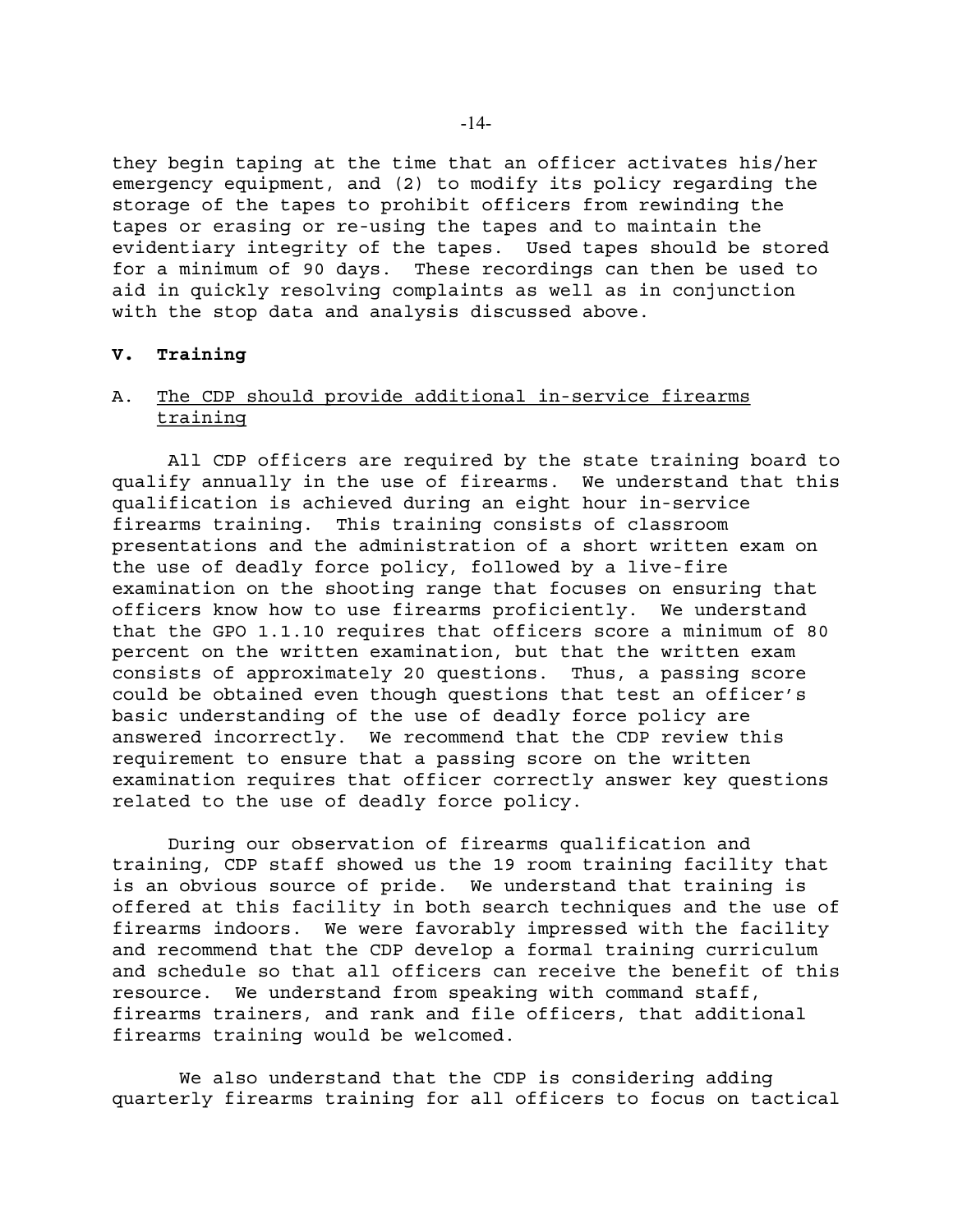they begin taping at the time that an officer activates his/her emergency equipment, and (2) to modify its policy regarding the storage of the tapes to prohibit officers from rewinding the tapes or erasing or re-using the tapes and to maintain the evidentiary integrity of the tapes. Used tapes should be stored for a minimum of 90 days. These recordings can then be used to aid in quickly resolving complaints as well as in conjunction with the stop data and analysis discussed above.

## V. Training

### A. The CDP should provide additional in-service firearms training

All CDP officers are required by the state training board to qualify annually in the use of firearms. We understand that this qualification is achieved during an eight hour in-service firearms training. This training consists of classroom presentations and the administration of a short written exam on the use of deadly force policy, followed by a live-fire examination on the shooting range that focuses on ensuring that officers know how to use firearms proficiently. We understand that the GPO 1.1.10 requires that officers score a minimum of 80 percent on the written examination, but that the written exam consists of approximately 20 questions. Thus, a passing score could be obtained even though questions that test an officer's basic understanding of the use of deadly force policy are answered incorrectly. We recommend that the CDP review this requirement to ensure that a passing score on the written examination requires that officer correctly answer key questions related to the use of deadly force policy.

During our observation of firearms qualification and training, CDP staff showed us the 19 room training facility that is an obvious source of pride. We understand that training is offered at this facility in both search techniques and the use of firearms indoors. We were favorably impressed with the facility and recommend that the CDP develop a formal training curriculum and schedule so that all officers can receive the benefit of this resource. We understand from speaking with command staff, firearms trainers, and rank and file officers, that additional firearms training would be welcomed.

We also understand that the CDP is considering adding quarterly firearms training for all officers to focus on tactical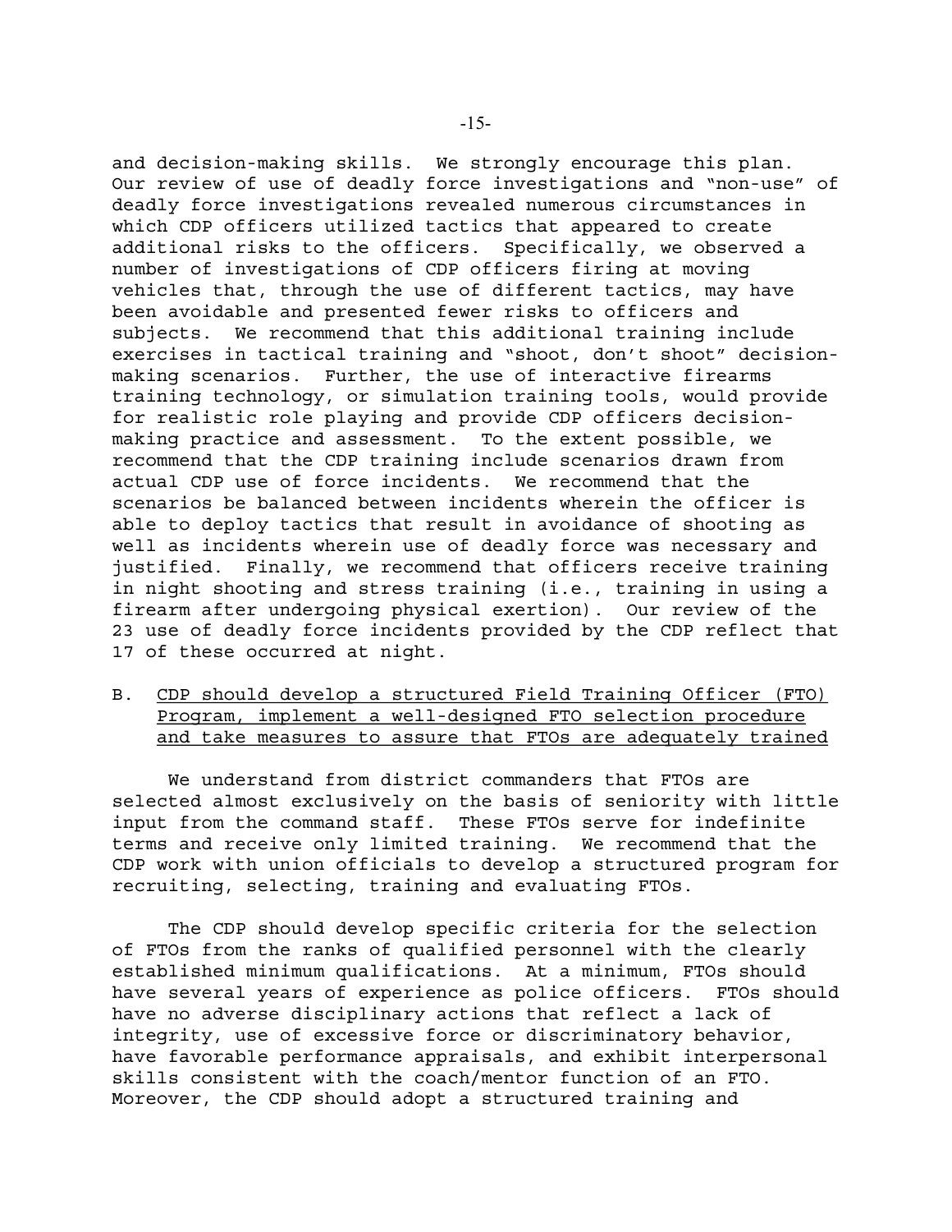and decision-making skills. We strongly encourage this plan. Our review of use of deadly force investigations and "non-use" of deadly force investigations revealed numerous circumstances in which CDP officers utilized tactics that appeared to create additional risks to the officers. Specifically, we observed a number of investigations of CDP officers firing at moving vehicles that, through the use of different tactics, may have been avoidable and presented fewer risks to officers and subjects. We recommend that this additional training include exercises in tactical training and "shoot, don't shoot" decision-making scenarios. Further, the use of interactive firearms training technology, or simulation training tools, would provide for realistic role playing and provide CDP officers decision-making practice and assessment. To the extent possible, we recommend that the CDP training include scenarios drawn from actual CDP use of force incidents. We recommend that the scenarios be balanced between incidents wherein the officer is able to deploy tactics that result in avoidance of shooting as well as incidents wherein use of deadly force was necessary and justified. Finally, we recommend that officers receive training in night shooting and stress training (i.e., training in using a firearm after undergoing physical exertion). Our review of the 23 use of deadly force incidents provided by the CDP reflect that 17 of these occurred at night.

B. <u>CDP should develop a structured Field Training Officer (FTO) Program, implement a well-designed FTO selection procedure and take measures to assure that FTOs are adequately trained</u>

We understand from district commanders that FTOs are selected almost exclusively on the basis of seniority with little input from the command staff. These FTOs serve for indefinite terms and receive only limited training. We recommend that the CDP work with union officials to develop a structured program for recruiting, selecting, training and evaluating FTOs.

The CDP should develop specific criteria for the selection of FTOs from the ranks of qualified personnel with the clearly established minimum qualifications. At a minimum, FTOs should have several years of experience as police officers. FTOs should have no adverse disciplinary actions that reflect a lack of integrity, use of excessive force or discriminatory behavior, have favorable performance appraisals, and exhibit interpersonal skills consistent with the coach/mentor function of an FTO. Moreover, the CDP should adopt a structured training and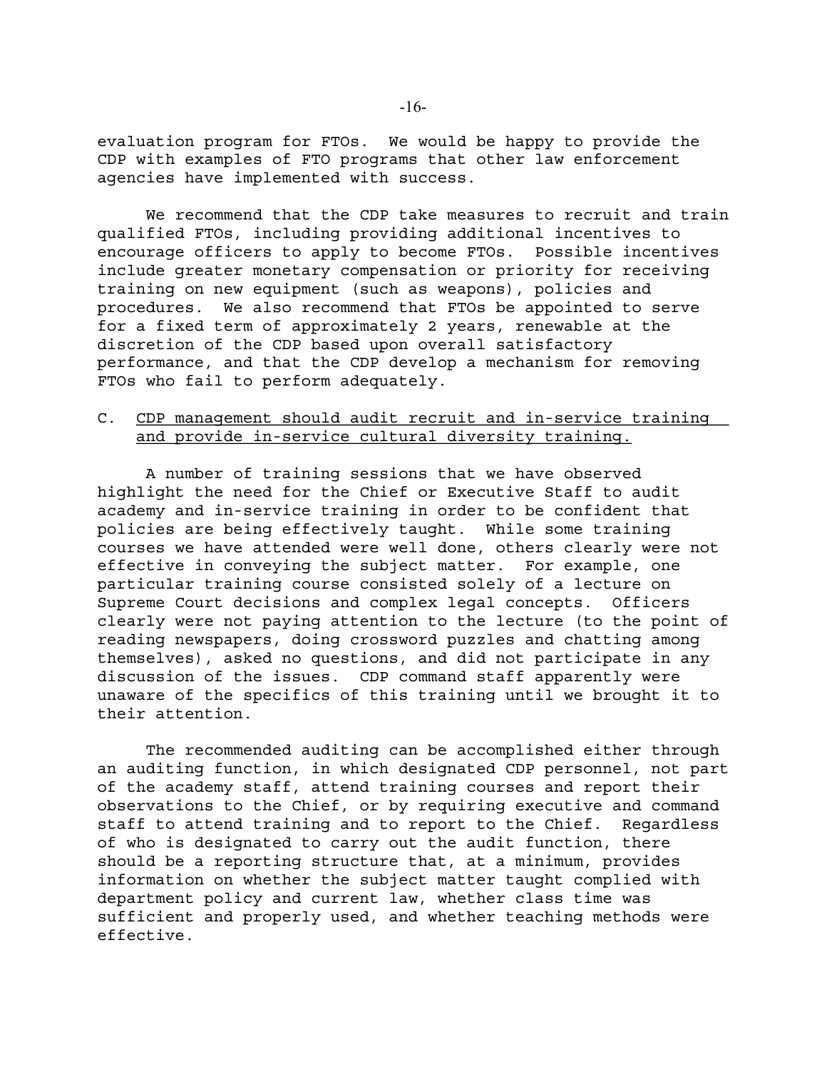evaluation program for FTOs. We would be happy to provide the CDP with examples of FTO programs that other law enforcement agencies have implemented with success.

We recommend that the CDP take measures to recruit and train qualified FTOs, including providing additional incentives to encourage officers to apply to become FTOs. Possible incentives include greater monetary compensation or priority for receiving training on new equipment (such as weapons), policies and procedures. We also recommend that FTOs be appointed to serve for a fixed term of approximately 2 years, renewable at the discretion of the CDP based upon overall satisfactory performance, and that the CDP develop a mechanism for removing FTOs who fail to perform adequately.

### C. CDP management should audit recruit and in-service training and provide in-service cultural diversity training.

A number of training sessions that we have observed highlight the need for the Chief or Executive Staff to audit academy and in-service training in order to be confident that policies are being effectively taught. While some training courses we have attended were well done, others clearly were not effective in conveying the subject matter. For example, one particular training course consisted solely of a lecture on Supreme Court decisions and complex legal concepts. Officers clearly were not paying attention to the lecture (to the point of reading newspapers, doing crossword puzzles and chatting among themselves), asked no questions, and did not participate in any discussion of the issues. CDP command staff apparently were unaware of the specifics of this training until we brought it to their attention.

The recommended auditing can be accomplished either through an auditing function, in which designated CDP personnel, not part of the academy staff, attend training courses and report their observations to the Chief, or by requiring executive and command staff to attend training and to report to the Chief. Regardless of who is designated to carry out the audit function, there should be a reporting structure that, at a minimum, provides information on whether the subject matter taught complied with department policy and current law, whether class time was sufficient and properly used, and whether teaching methods were effective.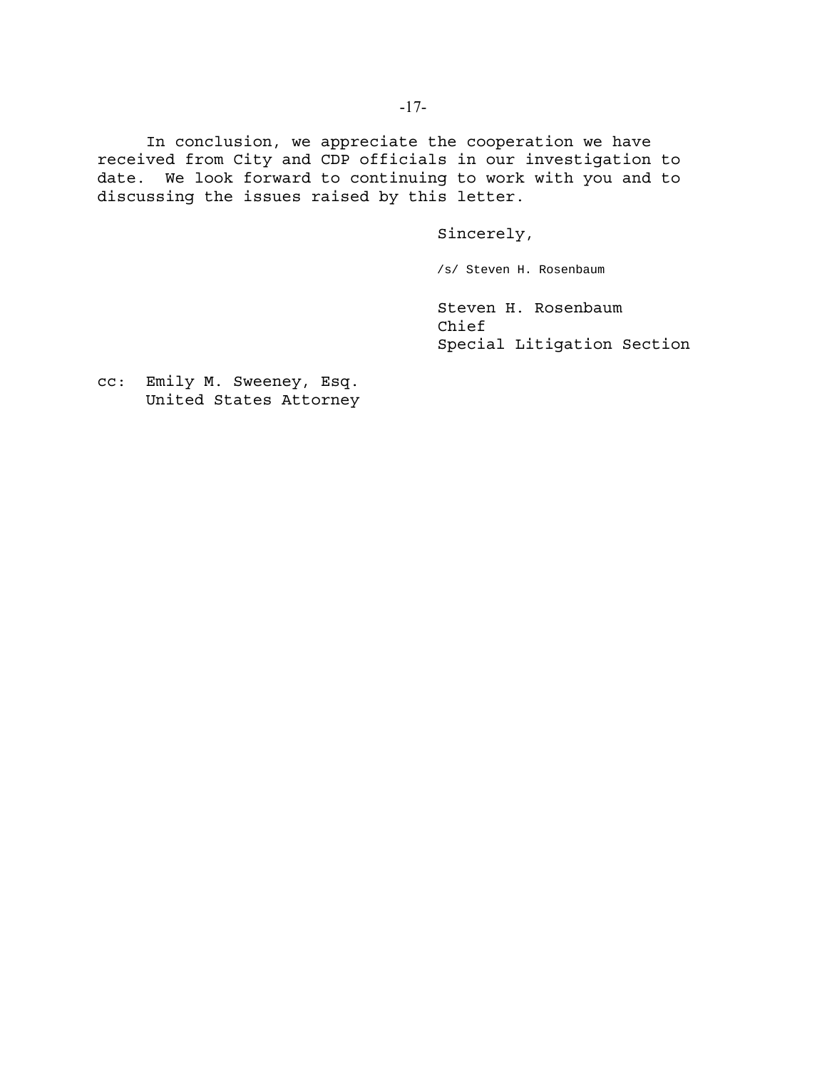In conclusion, we appreciate the cooperation we have received from City and CDP officials in our investigation to date. We look forward to continuing to work with you and to discussing the issues raised by this letter.

Sincerely,

/s/ Steven H. Rosenbaum

Steven H. Rosenbaum
Chief
Special Litigation Section

cc: Emily M. Sweeney, Esq.
United States Attorney